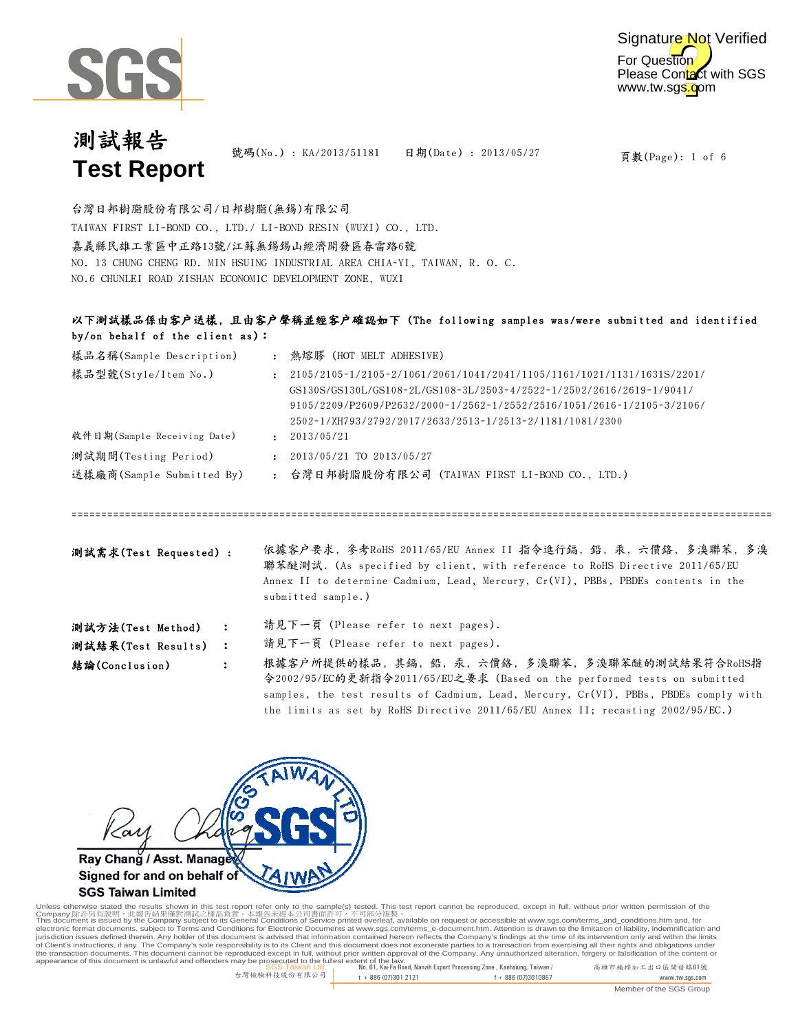# 測試報告
# Test Report

號碼(No.) : KA/2013/51181　　日期(Date) : 2013/05/27

台灣日邦樹脂股份有限公司/日邦樹脂(無錫)有限公司
TAIWAN FIRST LI-BOND CO., LTD./ LI-BOND RESIN (WUXI) CO., LTD.
嘉義縣民雄工業區中正路13號/江蘇無錫錫山經濟開發區春雷路6號
NO. 13 CHUNG CHENG RD. MIN HSUING INDUSTRIAL AREA CHIA-YI, TAIWAN, R. O. C.
NO.6 CHUNLEI ROAD XISHAN ECONOMIC DEVELOPMENT ZONE, WUXI

**以下測試樣品係由客户送樣，且由客户聲稱並經客户確認如下 (The following samples was/were submitted and identified by/on behalf of the client as):**

| | | |
|---|---|---|
| 樣品名稱(Sample Description) | : | 熱熔膠 (HOT MELT ADHESIVE) |
| 樣品型號(Style/Item No.) | : | 2105/2105-1/2105-2/1061/2061/1041/2041/1105/1161/1021/1131/1631S/2201/GS130S/GS130L/GS108-2L/GS108-3L/2503-4/2522-1/2502/2616/2619-1/9041/9105/2209/P2609/P2632/2000-1/2562-1/2552/2516/1051/2616-1/2105-3/2106/2502-1/XH793/2792/2017/2633/2513-1/2513-2/1181/1081/2300 |
| 收件日期(Sample Receiving Date) | : | 2013/05/21 |
| 測試期間(Testing Period) | : | 2013/05/21 TO 2013/05/27 |
| 送樣廠商(Sample Submitted By) | : | 台灣日邦樹脂股份有限公司 (TAIWAN FIRST LI-BOND CO., LTD.) |

---

**測試需求(Test Requested) :** 依據客户要求，參考RoHS 2011/65/EU Annex II 指令進行鎘，鉛，汞，六價鉻，多溴聯苯，多溴聯苯醚測試. (As specified by client, with reference to RoHS Directive 2011/65/EU Annex II to determine Cadmium, Lead, Mercury, Cr(VI), PBBs, PBDEs contents in the submitted sample.)

**測試方法(Test Method) :** 請見下一頁 (Please refer to next pages).

**測試結果(Test Results) :** 請見下一頁 (Please refer to next pages).

**結論(Conclusion) :** 根據客户所提供的樣品，其鎘，鉛，汞，六價鉻，多溴聯苯，多溴聯苯醚的測試結果符合RoHS指令2002/95/EC的更新指令2011/65/EU之要求 (Based on the performed tests on submitted samples, the test results of Cadmium, Lead, Mercury, Cr(VI), PBBs, PBDEs comply with the limits as set by RoHS Directive 2011/65/EU Annex II; recasting 2002/95/EC.)

Ray Chang / Asst. Manager
Signed for and on behalf of
SGS Taiwan Limited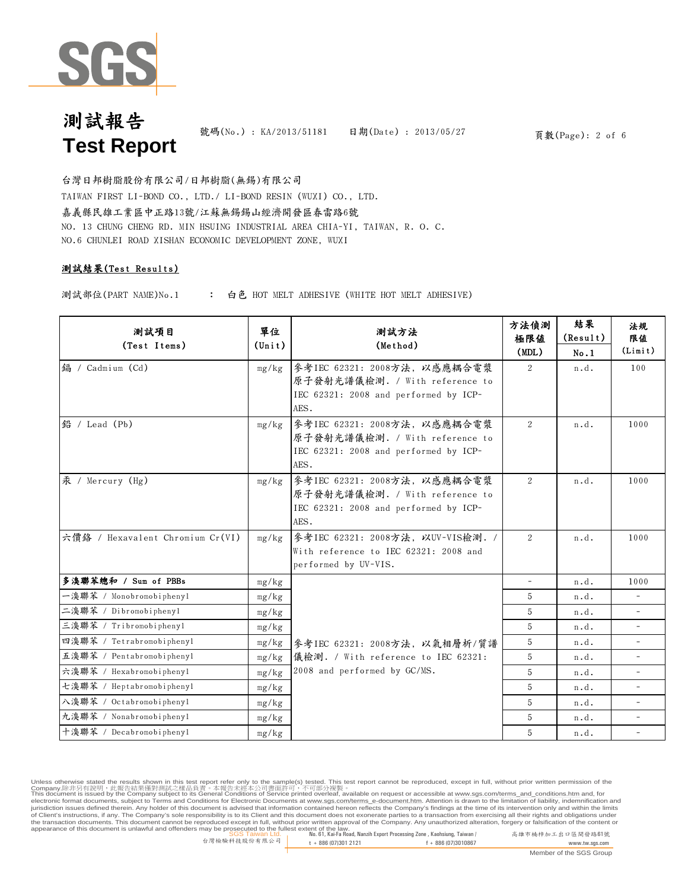# 測試報告
# Test Report

號碼(No.) : KA/2013/51181　　日期(Date) : 2013/05/27

台灣日邦樹脂股份有限公司/日邦樹脂(無錫)有限公司

TAIWAN FIRST LI-BOND CO., LTD./ LI-BOND RESIN (WUXI) CO., LTD.

嘉義縣民雄工業區中正路13號/江蘇無錫錫山經濟開發區春雷路6號

NO. 13 CHUNG CHENG RD. MIN HSUING INDUSTRIAL AREA CHIA-YI, TAIWAN, R. O. C.

NO.6 CHUNLEI ROAD XISHAN ECONOMIC DEVELOPMENT ZONE, WUXI

**測試結果(Test Results)**

測試部位(PART NAME)No.1　：　白色 HOT MELT ADHESIVE (WHITE HOT MELT ADHESIVE)

| 測試項目 (Test Items) | 單位 (Unit) | 測試方法 (Method) | 方法偵測極限值 (MDL) | 結果 (Result) No.1 | 法規限值 (Limit) |
|---|---|---|---|---|---|
| 鎘 / Cadmium (Cd) | mg/kg | 參考IEC 62321: 2008方法, 以感應耦合電漿原子發射光譜儀檢測. / With reference to IEC 62321: 2008 and performed by ICP-AES. | 2 | n.d. | 100 |
| 鉛 / Lead (Pb) | mg/kg | 參考IEC 62321: 2008方法, 以感應耦合電漿原子發射光譜儀檢測. / With reference to IEC 62321: 2008 and performed by ICP-AES. | 2 | n.d. | 1000 |
| 汞 / Mercury (Hg) | mg/kg | 參考IEC 62321: 2008方法, 以感應耦合電漿原子發射光譜儀檢測. / With reference to IEC 62321: 2008 and performed by ICP-AES. | 2 | n.d. | 1000 |
| 六價鉻 / Hexavalent Chromium Cr(VI) | mg/kg | 參考IEC 62321: 2008方法, 以UV-VIS檢測. / With reference to IEC 62321: 2008 and performed by UV-VIS. | 2 | n.d. | 1000 |
| **多溴聯苯總和 / Sum of PBBs** | mg/kg | 參考IEC 62321: 2008方法, 以氣相層析/質譜儀檢測. / With reference to IEC 62321: 2008 and performed by GC/MS. | - | n.d. | 1000 |
| 一溴聯苯 / Monobromobiphenyl | mg/kg | | 5 | n.d. | - |
| 二溴聯苯 / Dibromobiphenyl | mg/kg | | 5 | n.d. | - |
| 三溴聯苯 / Tribromobiphenyl | mg/kg | | 5 | n.d. | - |
| 四溴聯苯 / Tetrabromobiphenyl | mg/kg | | 5 | n.d. | - |
| 五溴聯苯 / Pentabromobiphenyl | mg/kg | | 5 | n.d. | - |
| 六溴聯苯 / Hexabromobiphenyl | mg/kg | | 5 | n.d. | - |
| 七溴聯苯 / Heptabromobiphenyl | mg/kg | | 5 | n.d. | - |
| 八溴聯苯 / Octabromobiphenyl | mg/kg | | 5 | n.d. | - |
| 九溴聯苯 / Nonabromobiphenyl | mg/kg | | 5 | n.d. | - |
| 十溴聯苯 / Decabromobiphenyl | mg/kg | | 5 | n.d. | - |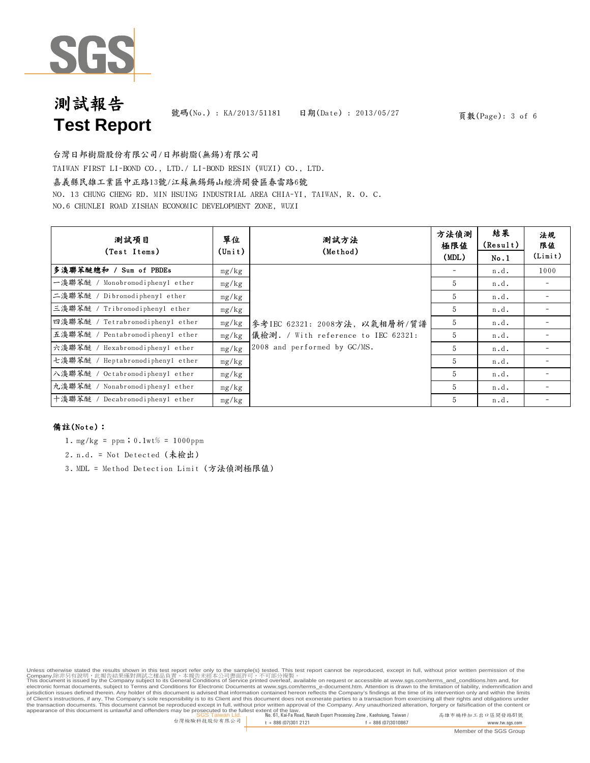# 測試報告
# Test Report

號碼(No.) : KA/2013/51181　　日期(Date) : 2013/05/27

台灣日邦樹脂股份有限公司/日邦樹脂(無錫)有限公司

TAIWAN FIRST LI-BOND CO., LTD./ LI-BOND RESIN (WUXI) CO., LTD.

嘉義縣民雄工業區中正路13號/江蘇無錫錫山經濟開發區春雷路6號

NO. 13 CHUNG CHENG RD. MIN HSUING INDUSTRIAL AREA CHIA-YI, TAIWAN, R. O. C.

NO.6 CHUNLEI ROAD XISHAN ECONOMIC DEVELOPMENT ZONE, WUXI

| 測試項目 (Test Items) | 單位 (Unit) | 測試方法 (Method) | 方法偵測極限值 (MDL) | 結果 (Result) No.1 | 法規限值 (Limit) |
|---|---|---|---|---|---|
| **多溴聯苯醚總和 / Sum of PBDEs** | mg/kg | 參考IEC 62321: 2008方法，以氣相層析/質譜儀檢測. / With reference to IEC 62321: 2008 and performed by GC/MS. | - | n.d. | 1000 |
| 一溴聯苯醚 / Monobromodiphenyl ether | mg/kg | | 5 | n.d. | - |
| 二溴聯苯醚 / Dibromodiphenyl ether | mg/kg | | 5 | n.d. | - |
| 三溴聯苯醚 / Tribromodiphenyl ether | mg/kg | | 5 | n.d. | - |
| 四溴聯苯醚 / Tetrabromodiphenyl ether | mg/kg | | 5 | n.d. | - |
| 五溴聯苯醚 / Pentabromodiphenyl ether | mg/kg | | 5 | n.d. | - |
| 六溴聯苯醚 / Hexabromodiphenyl ether | mg/kg | | 5 | n.d. | - |
| 七溴聯苯醚 / Heptabromodiphenyl ether | mg/kg | | 5 | n.d. | - |
| 八溴聯苯醚 / Octabromodiphenyl ether | mg/kg | | 5 | n.d. | - |
| 九溴聯苯醚 / Nonabromodiphenyl ether | mg/kg | | 5 | n.d. | - |
| 十溴聯苯醚 / Decabromodiphenyl ether | mg/kg | | 5 | n.d. | - |

**備註(Note)：**

1. mg/kg = ppm；0.1wt% = 1000ppm
2. n.d. = Not Detected (未檢出)
3. MDL = Method Detection Limit (方法偵測極限值)

Unless otherwise stated the results shown in this test report refer only to the sample(s) tested. This test report cannot be reproduced, except in full, without prior written permission of the Company.除非另有說明，此報告結果僅對測試之樣品負責。本報告未經本公司書面許可，不可部分複製。
This document is issued by the Company subject to its General Conditions of Service printed overleaf, available on request or accessible at www.sgs.com/terms_and_conditions.htm and, for electronic format documents, subject to Terms and Conditions for Electronic Documents at www.sgs.com/terms_e-document.htm. Attention is drawn to the limitation of liability, indemnification and jurisdiction issues defined therein. Any holder of this document is advised that information contained hereon reflects the Company's findings at the time of its intervention only and within the limits of Client's instructions, if any. The Company's sole responsibility is to its Client and this document does not exonerate parties to a transaction from exercising all their rights and obligations under the transaction documents. This document cannot be reproduced except in full, without prior written approval of the Company. Any unauthorized alteration, forgery or falsification of the content or appearance of this document is unlawful and offenders may be prosecuted to the fullest extent of the law.

SGS Taiwan Ltd. 台灣檢驗科技股份有限公司 | No. 61, Kai-Fa Road, Nanzih Export Processing Zone, Kaohsiung, Taiwan / 高雄市楠梓加工出口區開發路61號 | t + 886 (07)301 2121 | f + 886 (07)3010867 | www.tw.sgs.com

Member of the SGS Group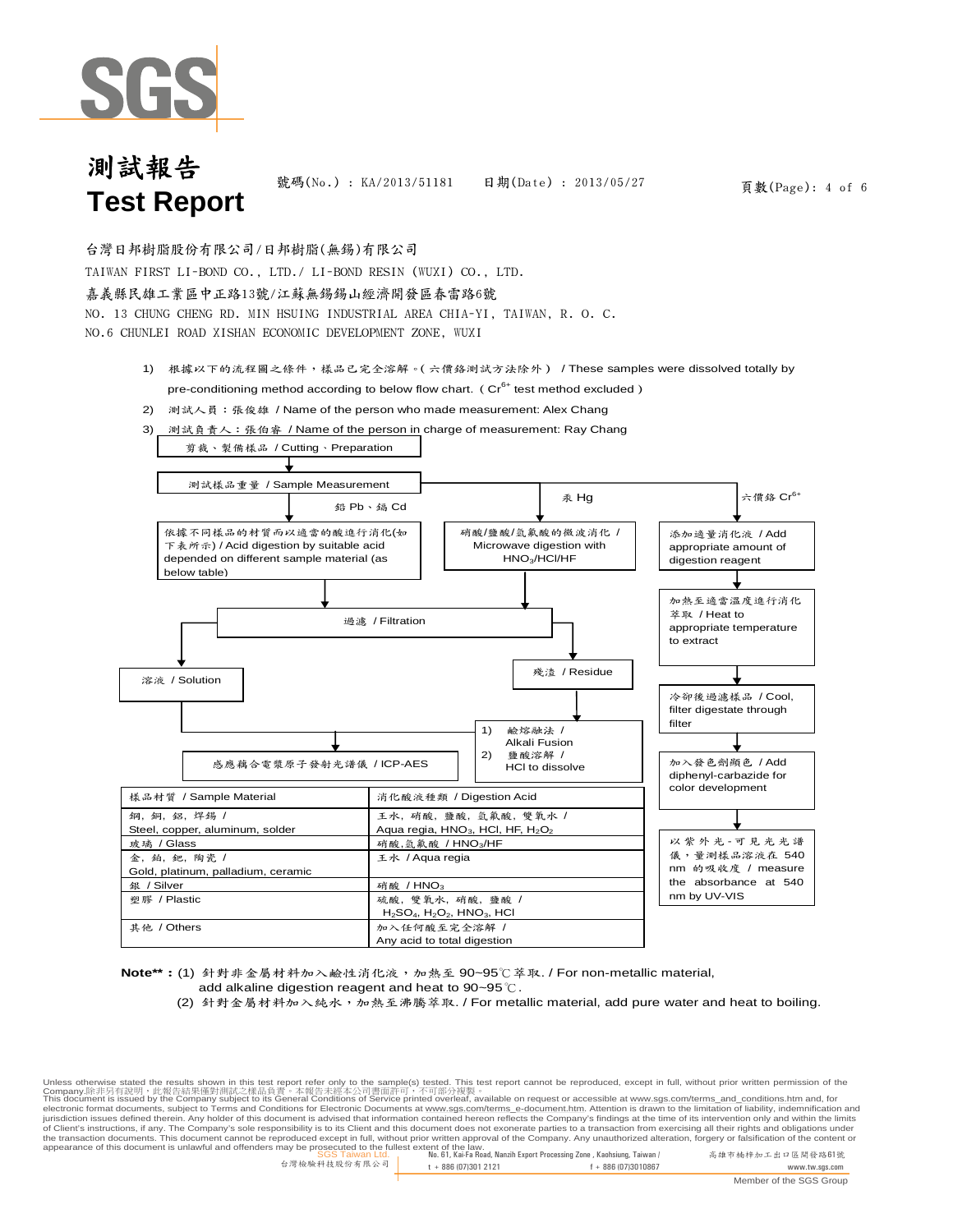# 測試報告
# Test Report

號碼(No.) : KA/2013/51181　　日期(Date) : 2013/05/27

台灣日邦樹脂股份有限公司/日邦樹脂(無錫)有限公司

TAIWAN FIRST LI-BOND CO., LTD./ LI-BOND RESIN (WUXI) CO., LTD.

嘉義縣民雄工業區中正路13號/江蘇無錫錫山經濟開發區春雷路6號

NO. 13 CHUNG CHENG RD. MIN HSIUNG INDUSTRIAL AREA CHIA-YI, TAIWAN, R. O. C.

NO.6 CHUNLEI ROAD XISHAN ECONOMIC DEVELOPMENT ZONE, WUXI

1) 根據以下的流程圖之條件，樣品已完全溶解。( 六價鉻測試方法除外 ) / These samples were dissolved totally by pre-conditioning method according to below flow chart. ( $Cr^{6+}$ test method excluded )
2) 測試人員：張俊雄 / Name of the person who made measurement: Alex Chang
3) 測試負責人：張伯睿 / Name of the person in charge of measurement: Ray Chang

剪裁、製備樣品 / Cutting、Preparation

→ 測試樣品重量 / Sample Measurement

- 鉛 Pb、鎘 Cd → 依據不同樣品的材質而以適當的酸進行消化(如下表所示) / Acid digestion by suitable acid depended on different sample material (as below table) → 過濾 / Filtration
- 汞 Hg → 硝酸/鹽酸/氫氟酸的微波消化 / Microwave digestion with $HNO_3$/HCl/HF → 過濾 / Filtration
- 過濾 / Filtration → 溶液 / Solution → 感應耦合電漿原子發射光譜儀 / ICP-AES
- 過濾 / Filtration → 殘渣 / Residue → 1) 鹼熔融法 / Alkali Fusion 2) 鹽酸溶解 / HCl to dissolve → 感應耦合電漿原子發射光譜儀 / ICP-AES
- 六價鉻 $Cr^{6+}$ → 添加適量消化液 / Add appropriate amount of digestion reagent → 加熱至適當溫度進行消化萃取 / Heat to appropriate temperature to extract → 冷卻後過濾樣品 / Cool, filter digestate through filter → 加入發色劑顯色 / Add diphenyl-carbazide for color development → 以紫外光-可見光光譜儀，量測樣品溶液在 540 nm 的吸收度 / measure the absorbance at 540 nm by UV-VIS

| 樣品材質 / Sample Material | 消化酸液種類 / Digestion Acid |
|---|---|
| 鋼, 銅, 鋁, 焊錫 / Steel, copper, aluminum, solder | 王水, 硝酸, 鹽酸, 氫氟酸, 雙氧水 / Aqua regia, $HNO_3$, HCl, HF, $H_2O_2$ |
| 玻璃 / Glass | 硝酸,氫氟酸 / $HNO_3$/HF |
| 金, 鉑, 鈀, 陶瓷 / Gold, platinum, palladium, ceramic | 王水 / Aqua regia |
| 銀 / Silver | 硝酸 / $HNO_3$ |
| 塑膠 / Plastic | 硫酸, 雙氧水, 硝酸, 鹽酸 / $H_2SO_4$, $H_2O_2$, $HNO_3$, HCl |
| 其他 / Others | 加入任何酸至完全溶解 / Any acid to total digestion |

**Note\*\* :** (1) 針對非金屬材料加入鹼性消化液，加熱至 90~95℃ 萃取. / For non-metallic material, add alkaline digestion reagent and heat to 90~95℃.

(2) 針對金屬材料加入純水，加熱至沸騰萃取. / For metallic material, add pure water and heat to boiling.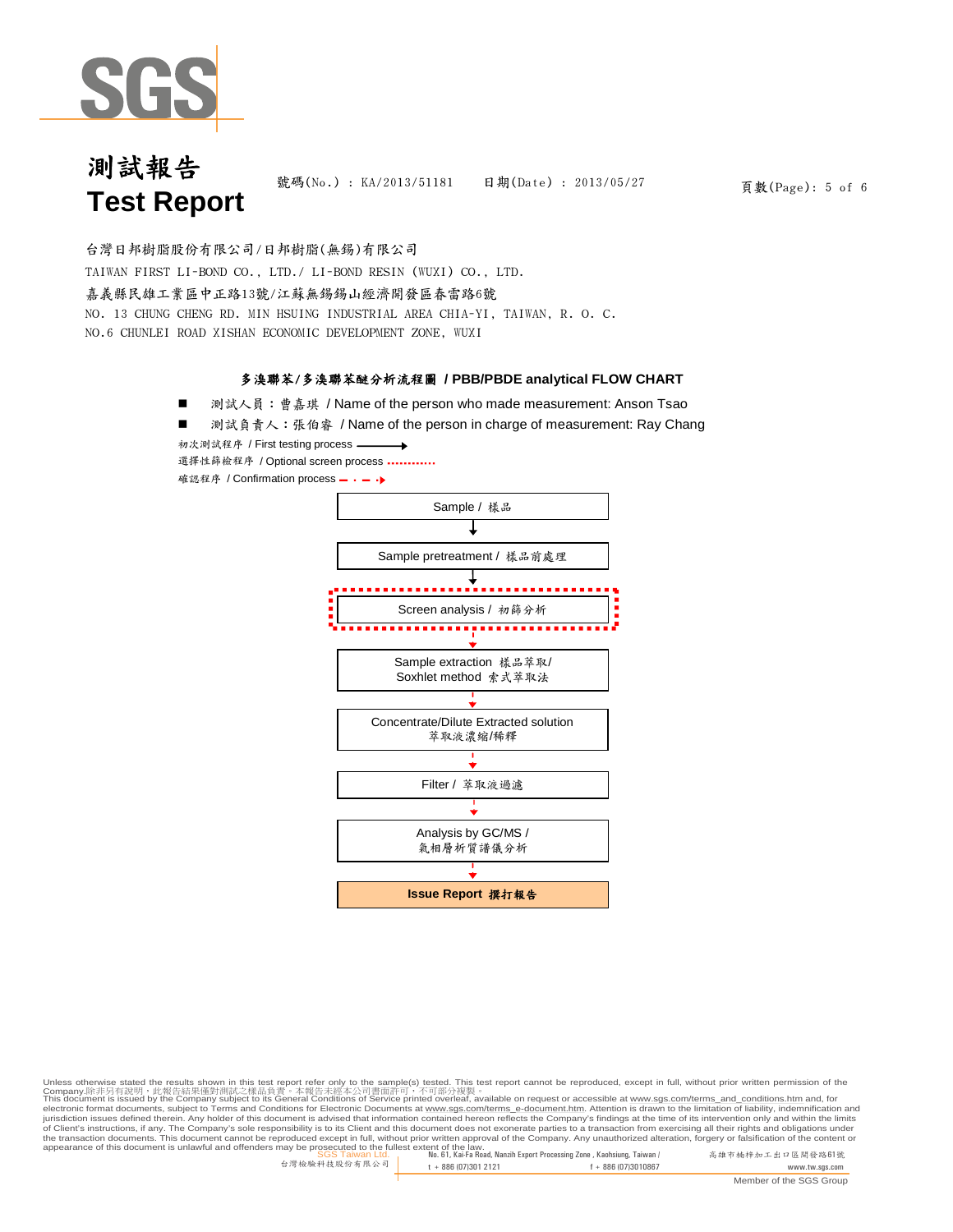# 測試報告
# Test Report

號碼(No.) : KA/2013/51181　　日期(Date) : 2013/05/27

台灣日邦樹脂股份有限公司/日邦樹脂(無錫)有限公司

TAIWAN FIRST LI-BOND CO., LTD./ LI-BOND RESIN (WUXI) CO., LTD.

嘉義縣民雄工業區中正路13號/江蘇無錫錫山經濟開發區春雷路6號

NO. 13 CHUNG CHENG RD. MIN HSUING INDUSTRIAL AREA CHIA-YI, TAIWAN, R. O. C.

NO.6 CHUNLEI ROAD XISHAN ECONOMIC DEVELOPMENT ZONE, WUXI

## 多溴聯苯/多溴聯苯醚分析流程圖 / PBB/PBDE analytical FLOW CHART

- 測試人員：曹嘉琪 / Name of the person who made measurement: Anson Tsao
- 測試負責人：張伯睿 / Name of the person in charge of measurement: Ray Chang

初次測試程序 / First testing process ⟶

選擇性篩檢程序 / Optional screen process ⋯⋯

確認程序 / Confirmation process - · - ·▸

Sample / 樣品
↓
Sample pretreatment / 樣品前處理
↓
Screen analysis / 初篩分析
↓
Sample extraction 樣品萃取/ Soxhlet method 索式萃取法
↓
Concentrate/Dilute Extracted solution 萃取液濃縮/稀釋
↓
Filter / 萃取液過濾
↓
Analysis by GC/MS / 氣相層析質譜儀分析
↓
**Issue Report 撰打報告**

Unless otherwise stated the results shown in this test report refer only to the sample(s) tested. This test report cannot be reproduced, except in full, without prior written permission of the Company.除非另有說明，此報告結果僅對測試之樣品負責。本報告未經本公司書面許可，不可部分複製。
This document is issued by the Company subject to its General Conditions of Service printed overleaf, available on request or accessible at www.sgs.com/terms_and_conditions.htm and, for electronic format documents, subject to Terms and Conditions for Electronic Documents at www.sgs.com/terms_e-document.htm. Attention is drawn to the limitation of liability, indemnification and jurisdiction issues defined therein. Any holder of this document is advised that information contained hereon reflects the Company's findings at the time of its intervention only and within the limits of Client's instructions, if any. The Company's sole responsibility is to its Client and this document does not exonerate parties to a transaction from exercising all their rights and obligations under the transaction documents. This document cannot be reproduced except in full, without prior written approval of the Company. Any unauthorized alteration, forgery or falsification of the content or appearance of this document is unlawful and offenders may be prosecuted to the fullest extent of the law.

SGS Taiwan Ltd. 台灣檢驗科技股份有限公司 | No. 61, Kai-Fa Road, Nanzih Export Processing Zone, Kaohsiung, Taiwan / 高雄市楠梓加工出口區開發路61號 | t + 886 (07)301 2121 | f + 886 (07)3010867 | www.tw.sgs.com

Member of the SGS Group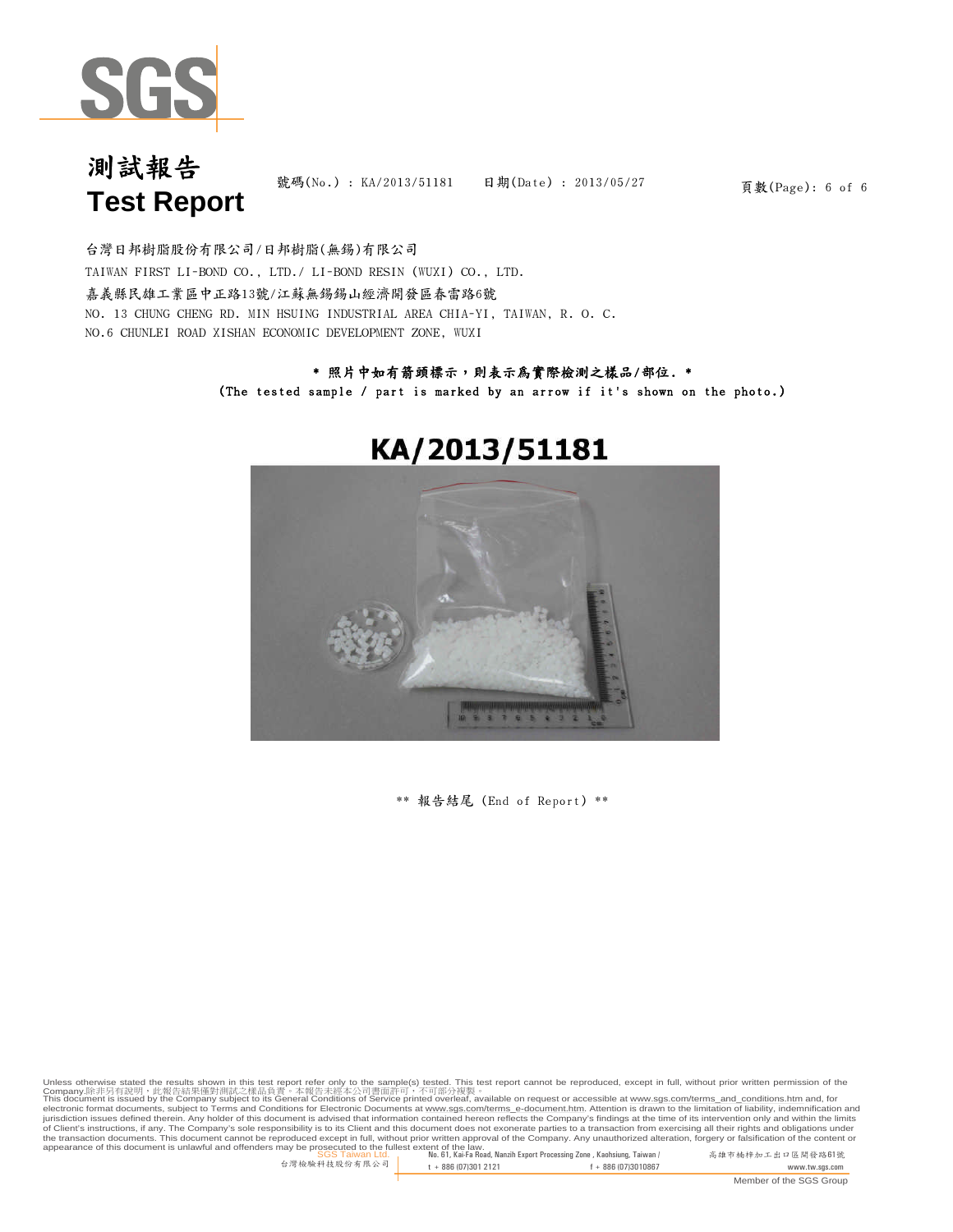# 測試報告
# Test Report

號碼(No.) : KA/2013/51181　　日期(Date) : 2013/05/27

台灣日邦樹脂股份有限公司/日邦樹脂(無錫)有限公司

TAIWAN FIRST LI-BOND CO., LTD./ LI-BOND RESIN (WUXI) CO., LTD.

嘉義縣民雄工業區中正路13號/江蘇無錫錫山經濟開發區春雷路6號

NO. 13 CHUNG CHENG RD. MIN HSUING INDUSTRIAL AREA CHIA-YI, TAIWAN, R. O. C.

NO.6 CHUNLEI ROAD XISHAN ECONOMIC DEVELOPMENT ZONE, WUXI

**\* 照片中如有箭頭標示，則表示為實際檢測之樣品/部位. \***

**(The tested sample / part is marked by an arrow if it's shown on the photo.)**

**KA/2013/51181**

\*\* 報告結尾 (End of Report) \*\*

Unless otherwise stated the results shown in this test report refer only to the sample(s) tested. This test report cannot be reproduced, except in full, without prior written permission of the Company.除非另有說明，此報告結果僅對測試之樣品負責。本報告未經本公司書面許可，不可部分複製。
This document is issued by the Company subject to its General Conditions of Service printed overleaf, available on request or accessible at www.sgs.com/terms_and_conditions.htm and, for electronic format documents, subject to Terms and Conditions for Electronic Documents at www.sgs.com/terms_e-document.htm. Attention is drawn to the limitation of liability, indemnification and jurisdiction issues defined therein. Any holder of this document is advised that information contained hereon reflects the Company's findings at the time of its intervention only and within the limits of Client's instructions, if any. The Company's sole responsibility is to its Client and this document does not exonerate parties to a transaction from exercising all their rights and obligations under the transaction documents. This document cannot be reproduced except in full, without prior written approval of the Company. Any unauthorized alteration, forgery or falsification of the content or appearance of this document is unlawful and offenders may be prosecuted to the fullest extent of the law.

SGS Taiwan Ltd. 台灣檢驗科技股份有限公司 | No. 61, Kai-Fa Road, Nanzih Export Processing Zone, Kaohsiung, Taiwan / 高雄市楠梓加工出口區開發路61號 | t + 886 (07)301 2121 | f + 886 (07)3010867 | www.tw.sgs.com

Member of the SGS Group